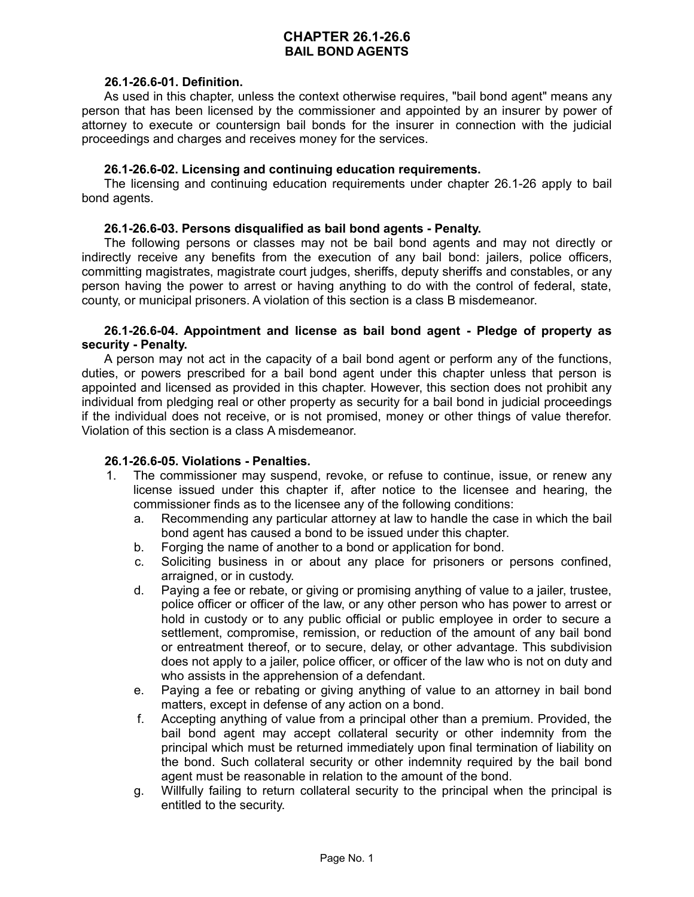# CHAPTER 26.1-26.6
# BAIL BOND AGENTS

**26.1-26.6-01. Definition.**

As used in this chapter, unless the context otherwise requires, "bail bond agent" means any person that has been licensed by the commissioner and appointed by an insurer by power of attorney to execute or countersign bail bonds for the insurer in connection with the judicial proceedings and charges and receives money for the services.

**26.1-26.6-02. Licensing and continuing education requirements.**

The licensing and continuing education requirements under chapter 26.1-26 apply to bail bond agents.

**26.1-26.6-03. Persons disqualified as bail bond agents - Penalty.**

The following persons or classes may not be bail bond agents and may not directly or indirectly receive any benefits from the execution of any bail bond: jailers, police officers, committing magistrates, magistrate court judges, sheriffs, deputy sheriffs and constables, or any person having the power to arrest or having anything to do with the control of federal, state, county, or municipal prisoners. A violation of this section is a class B misdemeanor.

**26.1-26.6-04. Appointment and license as bail bond agent - Pledge of property as security - Penalty.**

A person may not act in the capacity of a bail bond agent or perform any of the functions, duties, or powers prescribed for a bail bond agent under this chapter unless that person is appointed and licensed as provided in this chapter. However, this section does not prohibit any individual from pledging real or other property as security for a bail bond in judicial proceedings if the individual does not receive, or is not promised, money or other things of value therefor. Violation of this section is a class A misdemeanor.

**26.1-26.6-05. Violations - Penalties.**

1. The commissioner may suspend, revoke, or refuse to continue, issue, or renew any license issued under this chapter if, after notice to the licensee and hearing, the commissioner finds as to the licensee any of the following conditions:
   a. Recommending any particular attorney at law to handle the case in which the bail bond agent has caused a bond to be issued under this chapter.
   b. Forging the name of another to a bond or application for bond.
   c. Soliciting business in or about any place for prisoners or persons confined, arraigned, or in custody.
   d. Paying a fee or rebate, or giving or promising anything of value to a jailer, trustee, police officer or officer of the law, or any other person who has power to arrest or hold in custody or to any public official or public employee in order to secure a settlement, compromise, remission, or reduction of the amount of any bail bond or entreatment thereof, or to secure, delay, or other advantage. This subdivision does not apply to a jailer, police officer, or officer of the law who is not on duty and who assists in the apprehension of a defendant.
   e. Paying a fee or rebating or giving anything of value to an attorney in bail bond matters, except in defense of any action on a bond.
   f. Accepting anything of value from a principal other than a premium. Provided, the bail bond agent may accept collateral security or other indemnity from the principal which must be returned immediately upon final termination of liability on the bond. Such collateral security or other indemnity required by the bail bond agent must be reasonable in relation to the amount of the bond.
   g. Willfully failing to return collateral security to the principal when the principal is entitled to the security.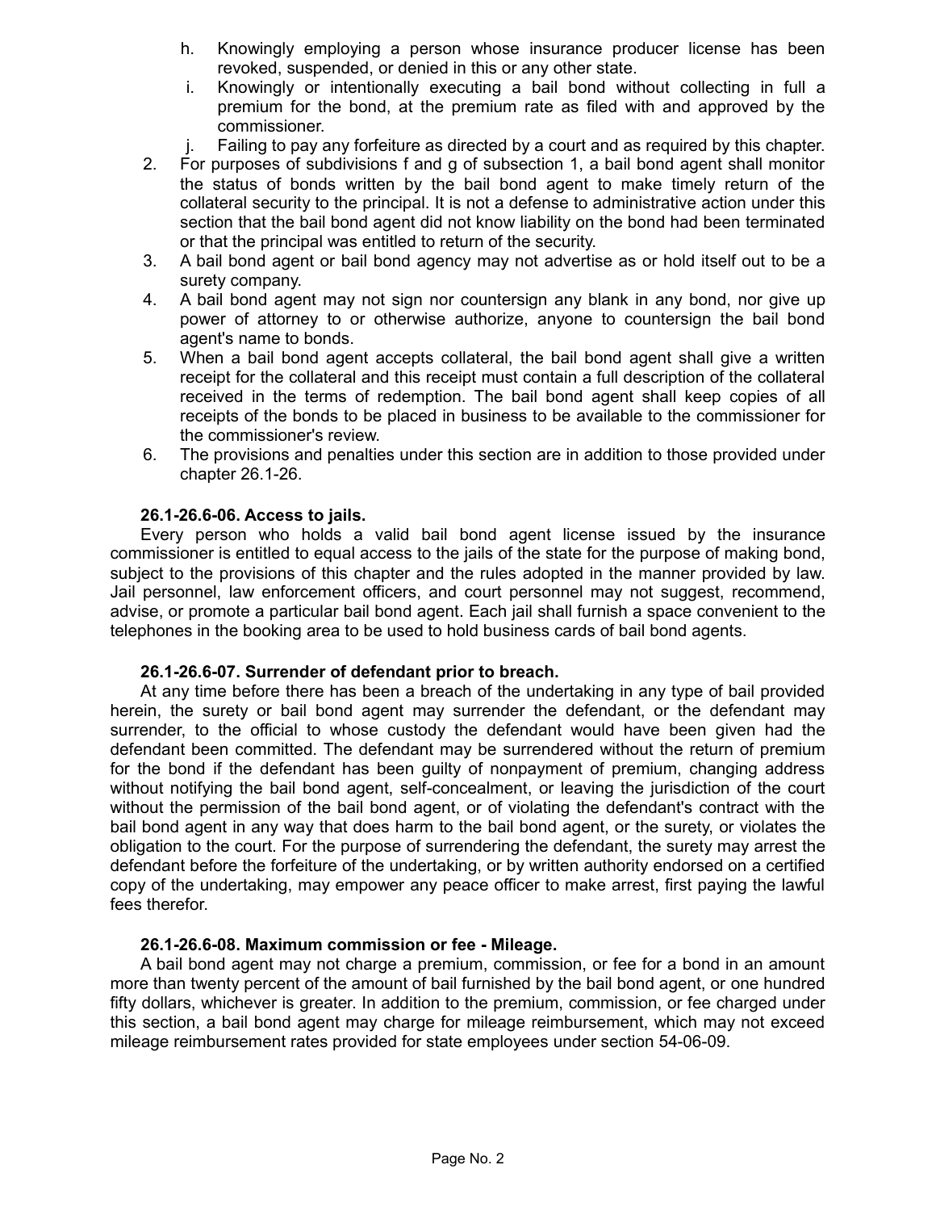h. Knowingly employing a person whose insurance producer license has been revoked, suspended, or denied in this or any other state.

i. Knowingly or intentionally executing a bail bond without collecting in full a premium for the bond, at the premium rate as filed with and approved by the commissioner.

j. Failing to pay any forfeiture as directed by a court and as required by this chapter.

2. For purposes of subdivisions f and g of subsection 1, a bail bond agent shall monitor the status of bonds written by the bail bond agent to make timely return of the collateral security to the principal. It is not a defense to administrative action under this section that the bail bond agent did not know liability on the bond had been terminated or that the principal was entitled to return of the security.

3. A bail bond agent or bail bond agency may not advertise as or hold itself out to be a surety company.

4. A bail bond agent may not sign nor countersign any blank in any bond, nor give up power of attorney to or otherwise authorize, anyone to countersign the bail bond agent's name to bonds.

5. When a bail bond agent accepts collateral, the bail bond agent shall give a written receipt for the collateral and this receipt must contain a full description of the collateral received in the terms of redemption. The bail bond agent shall keep copies of all receipts of the bonds to be placed in business to be available to the commissioner for the commissioner's review.

6. The provisions and penalties under this section are in addition to those provided under chapter 26.1-26.

**26.1-26.6-06. Access to jails.**

Every person who holds a valid bail bond agent license issued by the insurance commissioner is entitled to equal access to the jails of the state for the purpose of making bond, subject to the provisions of this chapter and the rules adopted in the manner provided by law. Jail personnel, law enforcement officers, and court personnel may not suggest, recommend, advise, or promote a particular bail bond agent. Each jail shall furnish a space convenient to the telephones in the booking area to be used to hold business cards of bail bond agents.

**26.1-26.6-07. Surrender of defendant prior to breach.**

At any time before there has been a breach of the undertaking in any type of bail provided herein, the surety or bail bond agent may surrender the defendant, or the defendant may surrender, to the official to whose custody the defendant would have been given had the defendant been committed. The defendant may be surrendered without the return of premium for the bond if the defendant has been guilty of nonpayment of premium, changing address without notifying the bail bond agent, self-concealment, or leaving the jurisdiction of the court without the permission of the bail bond agent, or of violating the defendant's contract with the bail bond agent in any way that does harm to the bail bond agent, or the surety, or violates the obligation to the court. For the purpose of surrendering the defendant, the surety may arrest the defendant before the forfeiture of the undertaking, or by written authority endorsed on a certified copy of the undertaking, may empower any peace officer to make arrest, first paying the lawful fees therefor.

**26.1-26.6-08. Maximum commission or fee - Mileage.**

A bail bond agent may not charge a premium, commission, or fee for a bond in an amount more than twenty percent of the amount of bail furnished by the bail bond agent, or one hundred fifty dollars, whichever is greater. In addition to the premium, commission, or fee charged under this section, a bail bond agent may charge for mileage reimbursement, which may not exceed mileage reimbursement rates provided for state employees under section 54-06-09.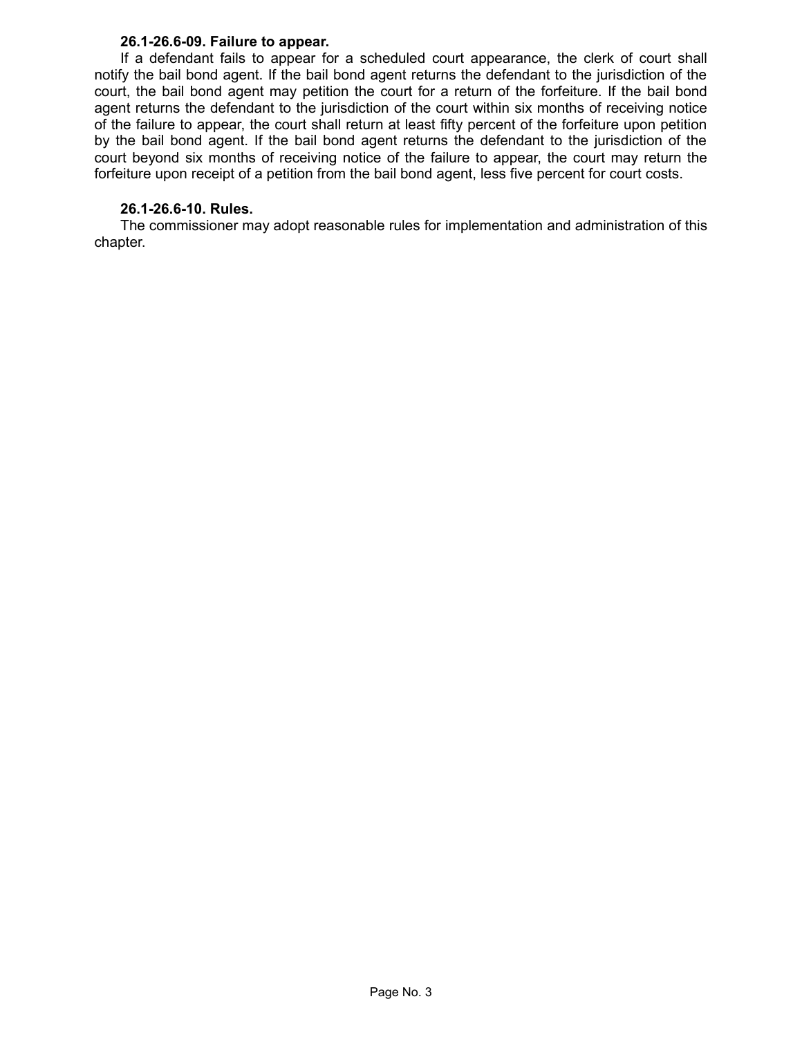**26.1-26.6-09. Failure to appear.**

If a defendant fails to appear for a scheduled court appearance, the clerk of court shall notify the bail bond agent. If the bail bond agent returns the defendant to the jurisdiction of the court, the bail bond agent may petition the court for a return of the forfeiture. If the bail bond agent returns the defendant to the jurisdiction of the court within six months of receiving notice of the failure to appear, the court shall return at least fifty percent of the forfeiture upon petition by the bail bond agent. If the bail bond agent returns the defendant to the jurisdiction of the court beyond six months of receiving notice of the failure to appear, the court may return the forfeiture upon receipt of a petition from the bail bond agent, less five percent for court costs.

**26.1-26.6-10. Rules.**

The commissioner may adopt reasonable rules for implementation and administration of this chapter.